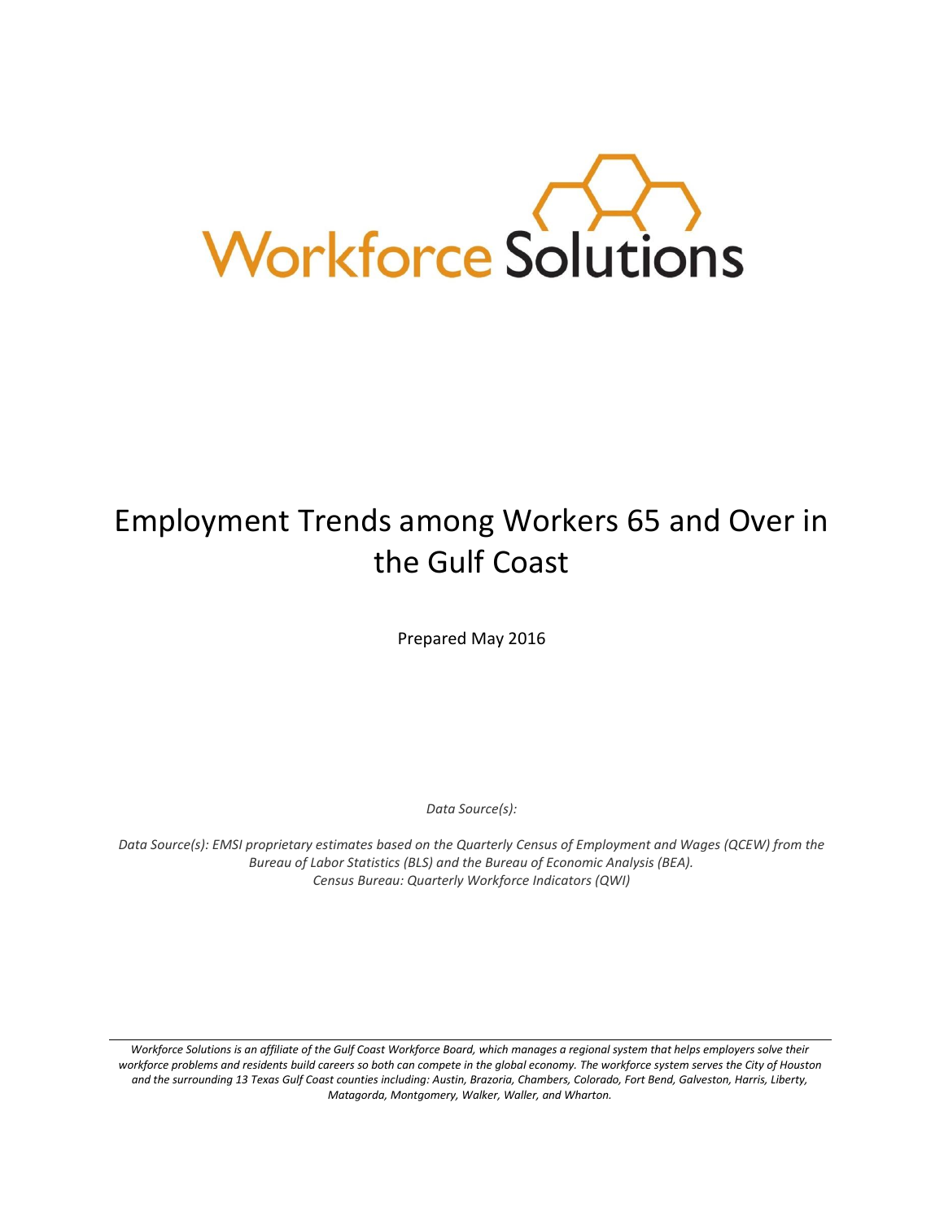Workforce Solutions

# Employment Trends among Workers 65 and Over in the Gulf Coast

Prepared May 2016

*Data Source(s):*

*Data Source(s): EMSI proprietary estimates based on the Quarterly Census of Employment and Wages (QCEW) from the Bureau of Labor Statistics (BLS) and the Bureau of Economic Analysis (BEA).*
*Census Bureau: Quarterly Workforce Indicators (QWI)*

---

*Workforce Solutions is an affiliate of the Gulf Coast Workforce Board, which manages a regional system that helps employers solve their workforce problems and residents build careers so both can compete in the global economy. The workforce system serves the City of Houston and the surrounding 13 Texas Gulf Coast counties including: Austin, Brazoria, Chambers, Colorado, Fort Bend, Galveston, Harris, Liberty, Matagorda, Montgomery, Walker, Waller, and Wharton.*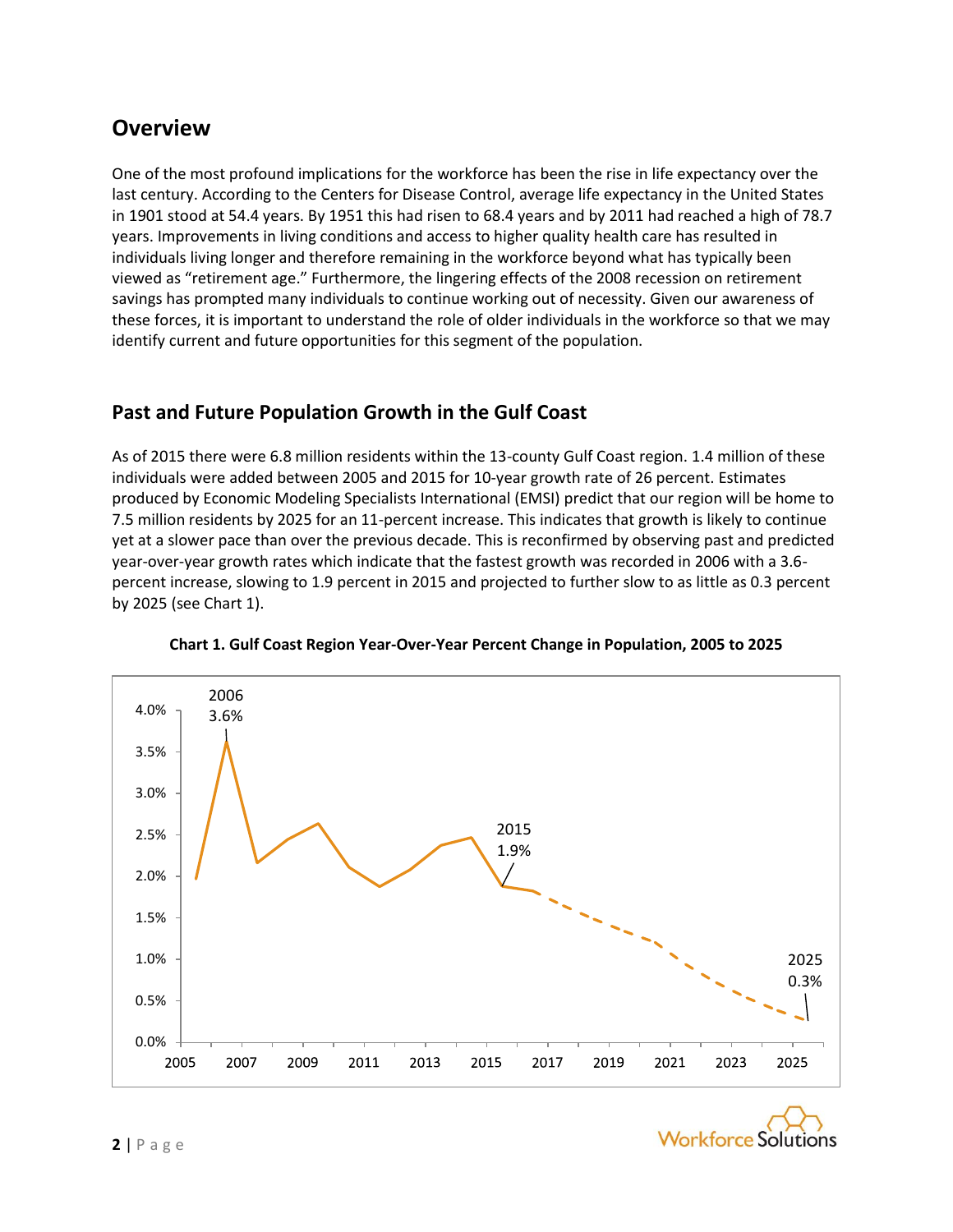## Overview

One of the most profound implications for the workforce has been the rise in life expectancy over the last century. According to the Centers for Disease Control, average life expectancy in the United States in 1901 stood at 54.4 years. By 1951 this had risen to 68.4 years and by 2011 had reached a high of 78.7 years. Improvements in living conditions and access to higher quality health care has resulted in individuals living longer and therefore remaining in the workforce beyond what has typically been viewed as "retirement age." Furthermore, the lingering effects of the 2008 recession on retirement savings has prompted many individuals to continue working out of necessity. Given our awareness of these forces, it is important to understand the role of older individuals in the workforce so that we may identify current and future opportunities for this segment of the population.

## Past and Future Population Growth in the Gulf Coast

As of 2015 there were 6.8 million residents within the 13-county Gulf Coast region. 1.4 million of these individuals were added between 2005 and 2015 for 10-year growth rate of 26 percent. Estimates produced by Economic Modeling Specialists International (EMSI) predict that our region will be home to 7.5 million residents by 2025 for an 11-percent increase. This indicates that growth is likely to continue yet at a slower pace than over the previous decade. This is reconfirmed by observing past and predicted year-over-year growth rates which indicate that the fastest growth was recorded in 2006 with a 3.6-percent increase, slowing to 1.9 percent in 2015 and projected to further slow to as little as 0.3 percent by 2025 (see Chart 1).

**Chart 1. Gulf Coast Region Year-Over-Year Percent Change in Population, 2005 to 2025**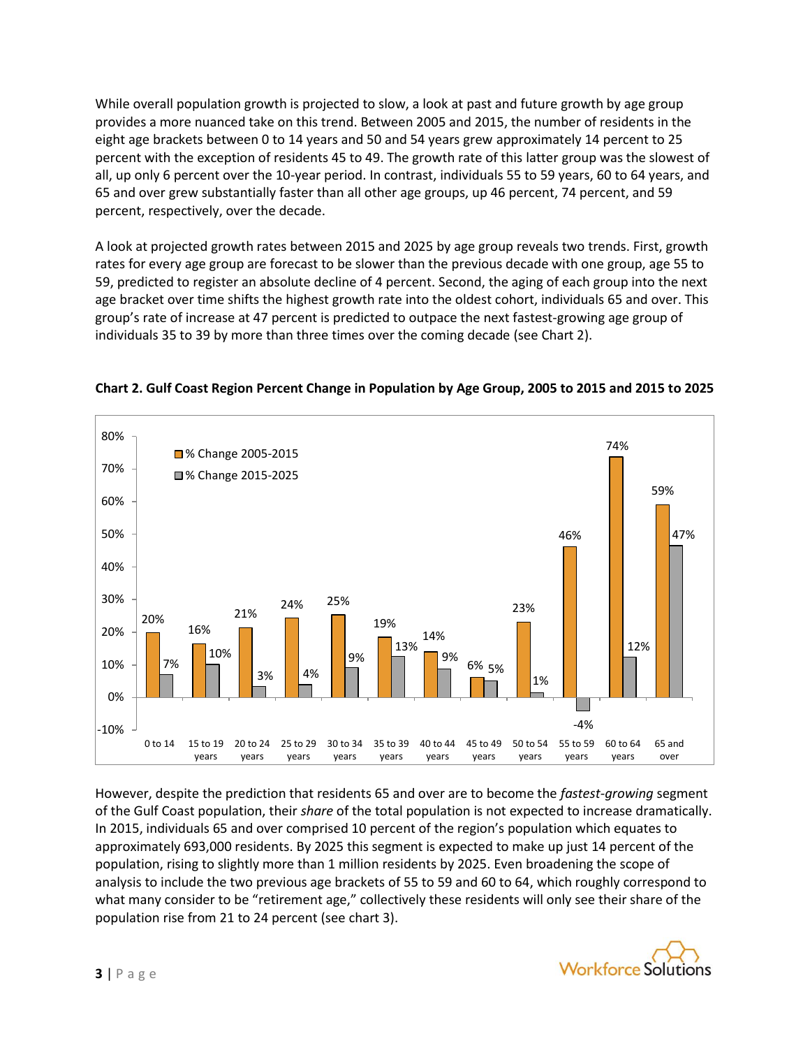While overall population growth is projected to slow, a look at past and future growth by age group provides a more nuanced take on this trend. Between 2005 and 2015, the number of residents in the eight age brackets between 0 to 14 years and 50 and 54 years grew approximately 14 percent to 25 percent with the exception of residents 45 to 49. The growth rate of this latter group was the slowest of all, up only 6 percent over the 10-year period. In contrast, individuals 55 to 59 years, 60 to 64 years, and 65 and over grew substantially faster than all other age groups, up 46 percent, 74 percent, and 59 percent, respectively, over the decade.

A look at projected growth rates between 2015 and 2025 by age group reveals two trends. First, growth rates for every age group are forecast to be slower than the previous decade with one group, age 55 to 59, predicted to register an absolute decline of 4 percent. Second, the aging of each group into the next age bracket over time shifts the highest growth rate into the oldest cohort, individuals 65 and over. This group's rate of increase at 47 percent is predicted to outpace the next fastest-growing age group of individuals 35 to 39 by more than three times over the coming decade (see Chart 2).

**Chart 2. Gulf Coast Region Percent Change in Population by Age Group, 2005 to 2015 and 2015 to 2025**

| Age Group | % Change 2005-2015 | % Change 2015-2025 |
|---|---|---|
| 0 to 14 | 20% | 7% |
| 15 to 19 years | 16% | 10% |
| 20 to 24 years | 21% | 3% |
| 25 to 29 years | 24% | 4% |
| 30 to 34 years | 25% | 9% |
| 35 to 39 years | 19% | 13% |
| 40 to 44 years | 14% | 9% |
| 45 to 49 years | 6% | 5% |
| 50 to 54 years | 23% | 1% |
| 55 to 59 years | 46% | -4% |
| 60 to 64 years | 74% | 12% |
| 65 and over | 59% | 47% |

However, despite the prediction that residents 65 and over are to become the *fastest-growing* segment of the Gulf Coast population, their *share* of the total population is not expected to increase dramatically. In 2015, individuals 65 and over comprised 10 percent of the region's population which equates to approximately 693,000 residents. By 2025 this segment is expected to make up just 14 percent of the population, rising to slightly more than 1 million residents by 2025. Even broadening the scope of analysis to include the two previous age brackets of 55 to 59 and 60 to 64, which roughly correspond to what many consider to be "retirement age," collectively these residents will only see their share of the population rise from 21 to 24 percent (see chart 3).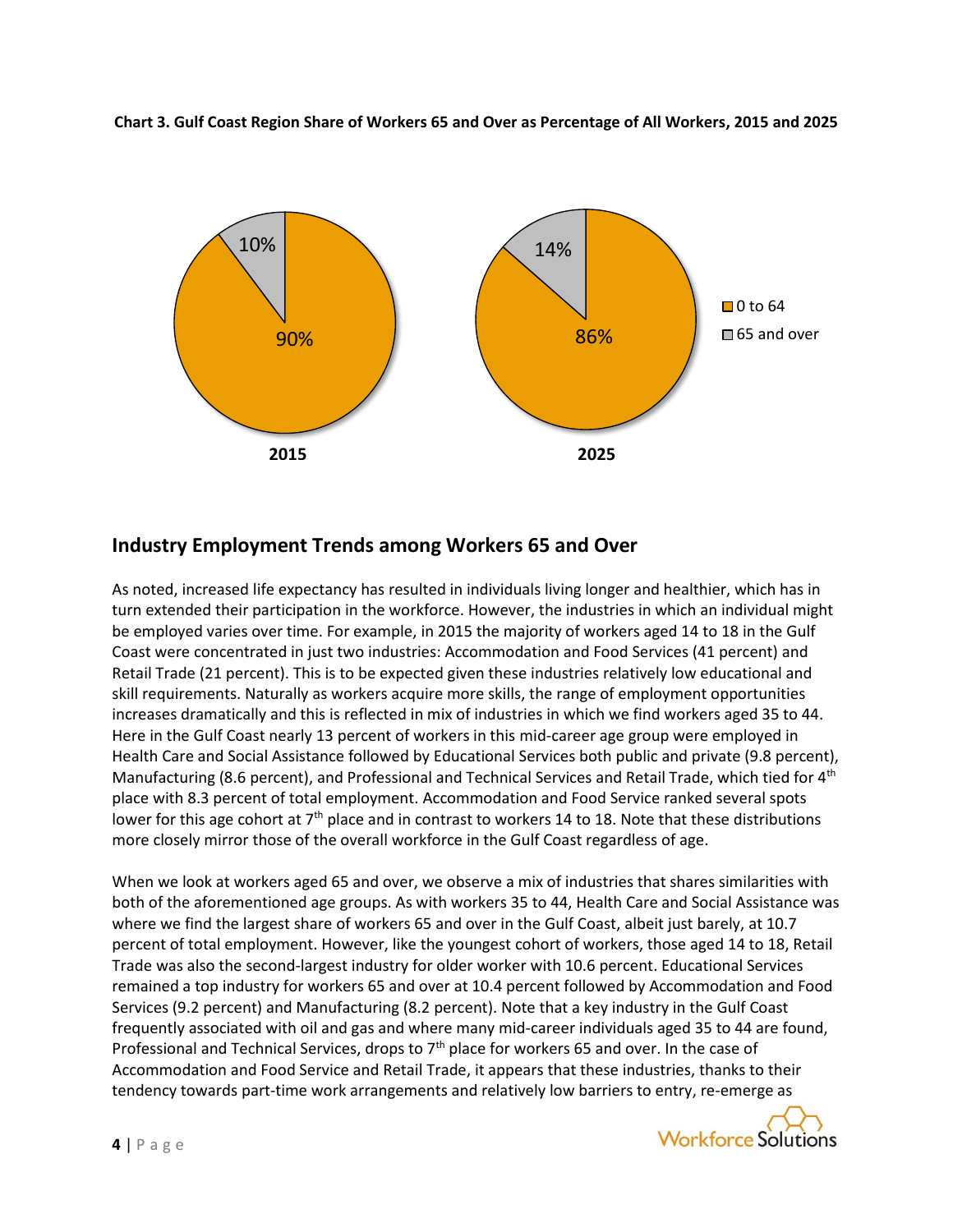**Chart 3. Gulf Coast Region Share of Workers 65 and Over as Percentage of All Workers, 2015 and 2025**

| | 2015 | 2025 |
|---|---|---|
| 0 to 64 | 90% | 86% |
| 65 and over | 10% | 14% |

## Industry Employment Trends among Workers 65 and Over

As noted, increased life expectancy has resulted in individuals living longer and healthier, which has in turn extended their participation in the workforce. However, the industries in which an individual might be employed varies over time. For example, in 2015 the majority of workers aged 14 to 18 in the Gulf Coast were concentrated in just two industries: Accommodation and Food Services (41 percent) and Retail Trade (21 percent). This is to be expected given these industries relatively low educational and skill requirements. Naturally as workers acquire more skills, the range of employment opportunities increases dramatically and this is reflected in mix of industries in which we find workers aged 35 to 44. Here in the Gulf Coast nearly 13 percent of workers in this mid-career age group were employed in Health Care and Social Assistance followed by Educational Services both public and private (9.8 percent), Manufacturing (8.6 percent), and Professional and Technical Services and Retail Trade, which tied for 4th place with 8.3 percent of total employment. Accommodation and Food Service ranked several spots lower for this age cohort at 7th place and in contrast to workers 14 to 18. Note that these distributions more closely mirror those of the overall workforce in the Gulf Coast regardless of age.

When we look at workers aged 65 and over, we observe a mix of industries that shares similarities with both of the aforementioned age groups. As with workers 35 to 44, Health Care and Social Assistance was where we find the largest share of workers 65 and over in the Gulf Coast, albeit just barely, at 10.7 percent of total employment. However, like the youngest cohort of workers, those aged 14 to 18, Retail Trade was also the second-largest industry for older worker with 10.6 percent. Educational Services remained a top industry for workers 65 and over at 10.4 percent followed by Accommodation and Food Services (9.2 percent) and Manufacturing (8.2 percent). Note that a key industry in the Gulf Coast frequently associated with oil and gas and where many mid-career individuals aged 35 to 44 are found, Professional and Technical Services, drops to 7th place for workers 65 and over. In the case of Accommodation and Food Service and Retail Trade, it appears that these industries, thanks to their tendency towards part-time work arrangements and relatively low barriers to entry, re-emerge as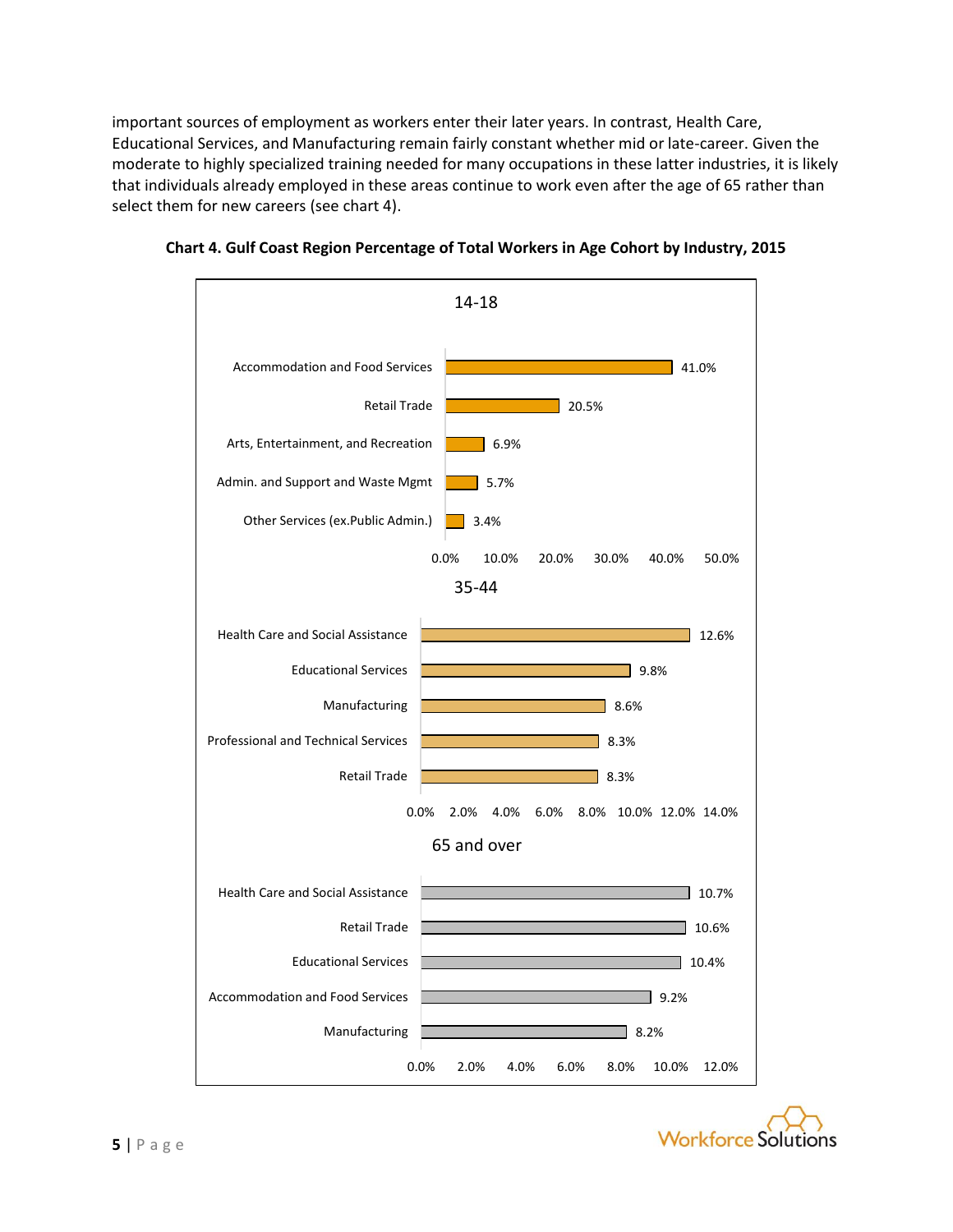important sources of employment as workers enter their later years. In contrast, Health Care, Educational Services, and Manufacturing remain fairly constant whether mid or late-career. Given the moderate to highly specialized training needed for many occupations in these latter industries, it is likely that individuals already employed in these areas continue to work even after the age of 65 rather than select them for new careers (see chart 4).

**Chart 4. Gulf Coast Region Percentage of Total Workers in Age Cohort by Industry, 2015**

**14-18**

| Industry | Percentage |
|---|---|
| Accommodation and Food Services | 41.0% |
| Retail Trade | 20.5% |
| Arts, Entertainment, and Recreation | 6.9% |
| Admin. and Support and Waste Mgmt | 5.7% |
| Other Services (ex.Public Admin.) | 3.4% |

**35-44**

| Industry | Percentage |
|---|---|
| Health Care and Social Assistance | 12.6% |
| Educational Services | 9.8% |
| Manufacturing | 8.6% |
| Professional and Technical Services | 8.3% |
| Retail Trade | 8.3% |

**65 and over**

| Industry | Percentage |
|---|---|
| Health Care and Social Assistance | 10.7% |
| Retail Trade | 10.6% |
| Educational Services | 10.4% |
| Accommodation and Food Services | 9.2% |
| Manufacturing | 8.2% |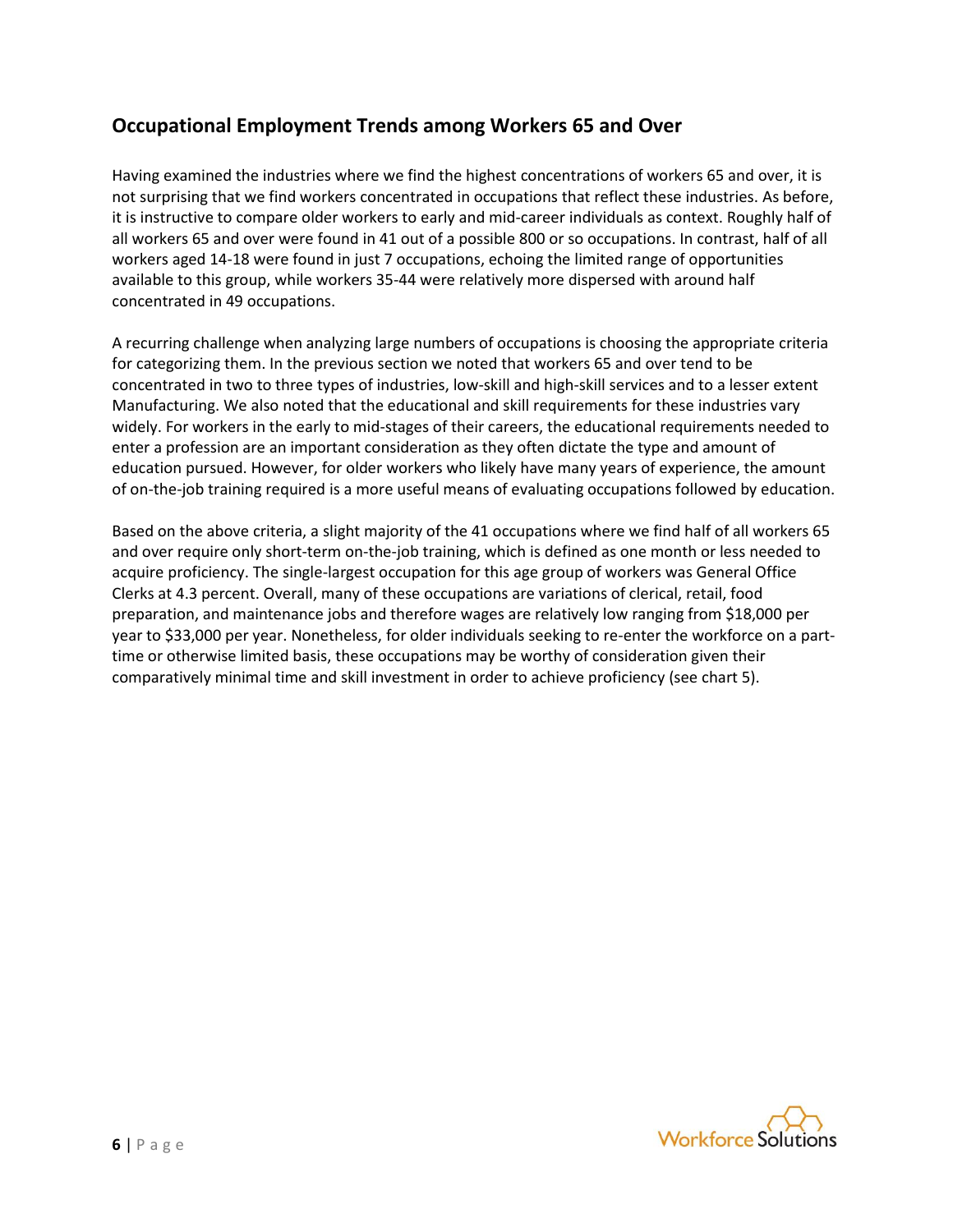## Occupational Employment Trends among Workers 65 and Over

Having examined the industries where we find the highest concentrations of workers 65 and over, it is not surprising that we find workers concentrated in occupations that reflect these industries. As before, it is instructive to compare older workers to early and mid-career individuals as context. Roughly half of all workers 65 and over were found in 41 out of a possible 800 or so occupations. In contrast, half of all workers aged 14-18 were found in just 7 occupations, echoing the limited range of opportunities available to this group, while workers 35-44 were relatively more dispersed with around half concentrated in 49 occupations.

A recurring challenge when analyzing large numbers of occupations is choosing the appropriate criteria for categorizing them. In the previous section we noted that workers 65 and over tend to be concentrated in two to three types of industries, low-skill and high-skill services and to a lesser extent Manufacturing. We also noted that the educational and skill requirements for these industries vary widely. For workers in the early to mid-stages of their careers, the educational requirements needed to enter a profession are an important consideration as they often dictate the type and amount of education pursued. However, for older workers who likely have many years of experience, the amount of on-the-job training required is a more useful means of evaluating occupations followed by education.

Based on the above criteria, a slight majority of the 41 occupations where we find half of all workers 65 and over require only short-term on-the-job training, which is defined as one month or less needed to acquire proficiency. The single-largest occupation for this age group of workers was General Office Clerks at 4.3 percent. Overall, many of these occupations are variations of clerical, retail, food preparation, and maintenance jobs and therefore wages are relatively low ranging from $18,000 per year to $33,000 per year. Nonetheless, for older individuals seeking to re-enter the workforce on a part-time or otherwise limited basis, these occupations may be worthy of consideration given their comparatively minimal time and skill investment in order to achieve proficiency (see chart 5).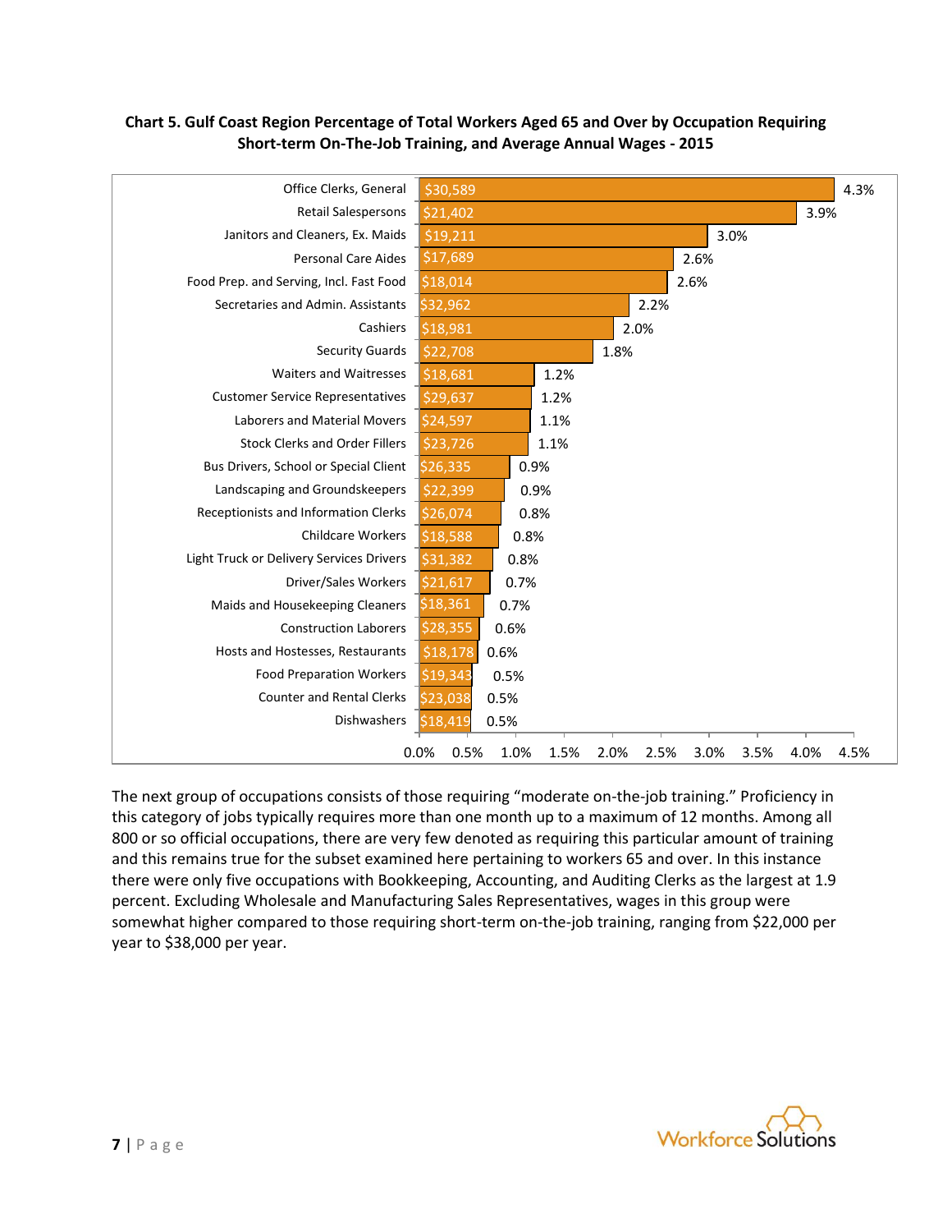**Chart 5. Gulf Coast Region Percentage of Total Workers Aged 65 and Over by Occupation Requiring Short-term On-The-Job Training, and Average Annual Wages - 2015**

| Occupation | Average Annual Wage | Percentage |
| --- | --- | --- |
| Office Clerks, General | $30,589 | 4.3% |
| Retail Salespersons | $21,402 | 3.9% |
| Janitors and Cleaners, Ex. Maids | $19,211 | 3.0% |
| Personal Care Aides | $17,689 | 2.6% |
| Food Prep. and Serving, Incl. Fast Food | $18,014 | 2.6% |
| Secretaries and Admin. Assistants | $32,962 | 2.2% |
| Cashiers | $18,981 | 2.0% |
| Security Guards | $22,708 | 1.8% |
| Waiters and Waitresses | $18,681 | 1.2% |
| Customer Service Representatives | $29,637 | 1.2% |
| Laborers and Material Movers | $24,597 | 1.1% |
| Stock Clerks and Order Fillers | $23,726 | 1.1% |
| Bus Drivers, School or Special Client | $26,335 | 0.9% |
| Landscaping and Groundskeepers | $22,399 | 0.9% |
| Receptionists and Information Clerks | $26,074 | 0.8% |
| Childcare Workers | $18,588 | 0.8% |
| Light Truck or Delivery Services Drivers | $31,382 | 0.8% |
| Driver/Sales Workers | $21,617 | 0.7% |
| Maids and Housekeeping Cleaners | $18,361 | 0.7% |
| Construction Laborers | $28,355 | 0.6% |
| Hosts and Hostesses, Restaurants | $18,178 | 0.6% |
| Food Preparation Workers | $19,343 | 0.5% |
| Counter and Rental Clerks | $23,038 | 0.5% |
| Dishwashers | $18,419 | 0.5% |

The next group of occupations consists of those requiring "moderate on-the-job training." Proficiency in this category of jobs typically requires more than one month up to a maximum of 12 months. Among all 800 or so official occupations, there are very few denoted as requiring this particular amount of training and this remains true for the subset examined here pertaining to workers 65 and over. In this instance there were only five occupations with Bookkeeping, Accounting, and Auditing Clerks as the largest at 1.9 percent. Excluding Wholesale and Manufacturing Sales Representatives, wages in this group were somewhat higher compared to those requiring short-term on-the-job training, ranging from $22,000 per year to $38,000 per year.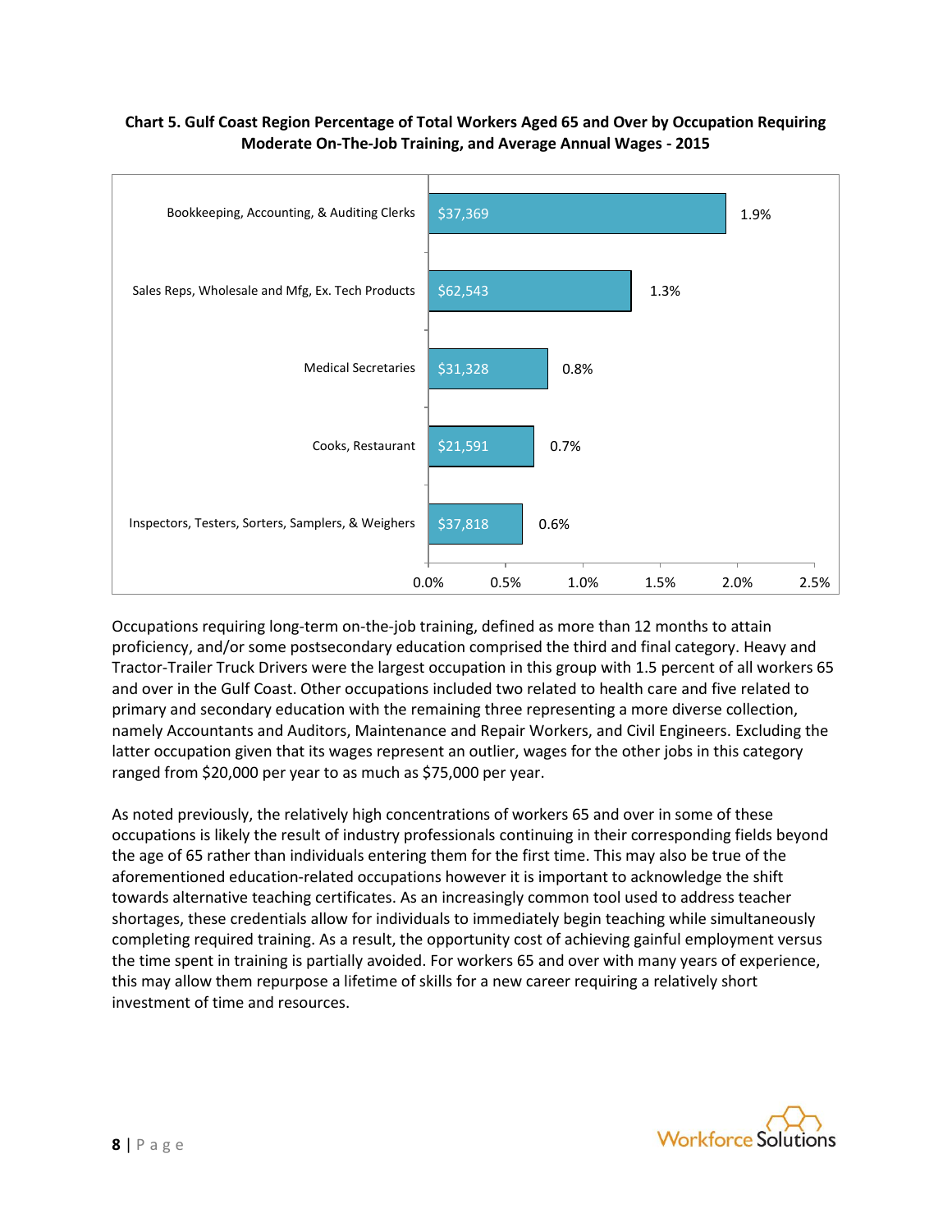**Chart 5. Gulf Coast Region Percentage of Total Workers Aged 65 and Over by Occupation Requiring Moderate On-The-Job Training, and Average Annual Wages - 2015**

| Occupation | Average Annual Wages | Percentage of Total Workers Aged 65 and Over |
|---|---|---|
| Bookkeeping, Accounting, & Auditing Clerks | $37,369 | 1.9% |
| Sales Reps, Wholesale and Mfg, Ex. Tech Products | $62,543 | 1.3% |
| Medical Secretaries | $31,328 | 0.8% |
| Cooks, Restaurant | $21,591 | 0.7% |
| Inspectors, Testers, Sorters, Samplers, & Weighers | $37,818 | 0.6% |

Occupations requiring long-term on-the-job training, defined as more than 12 months to attain proficiency, and/or some postsecondary education comprised the third and final category. Heavy and Tractor-Trailer Truck Drivers were the largest occupation in this group with 1.5 percent of all workers 65 and over in the Gulf Coast. Other occupations included two related to health care and five related to primary and secondary education with the remaining three representing a more diverse collection, namely Accountants and Auditors, Maintenance and Repair Workers, and Civil Engineers. Excluding the latter occupation given that its wages represent an outlier, wages for the other jobs in this category ranged from $20,000 per year to as much as $75,000 per year.

As noted previously, the relatively high concentrations of workers 65 and over in some of these occupations is likely the result of industry professionals continuing in their corresponding fields beyond the age of 65 rather than individuals entering them for the first time. This may also be true of the aforementioned education-related occupations however it is important to acknowledge the shift towards alternative teaching certificates. As an increasingly common tool used to address teacher shortages, these credentials allow for individuals to immediately begin teaching while simultaneously completing required training. As a result, the opportunity cost of achieving gainful employment versus the time spent in training is partially avoided. For workers 65 and over with many years of experience, this may allow them repurpose a lifetime of skills for a new career requiring a relatively short investment of time and resources.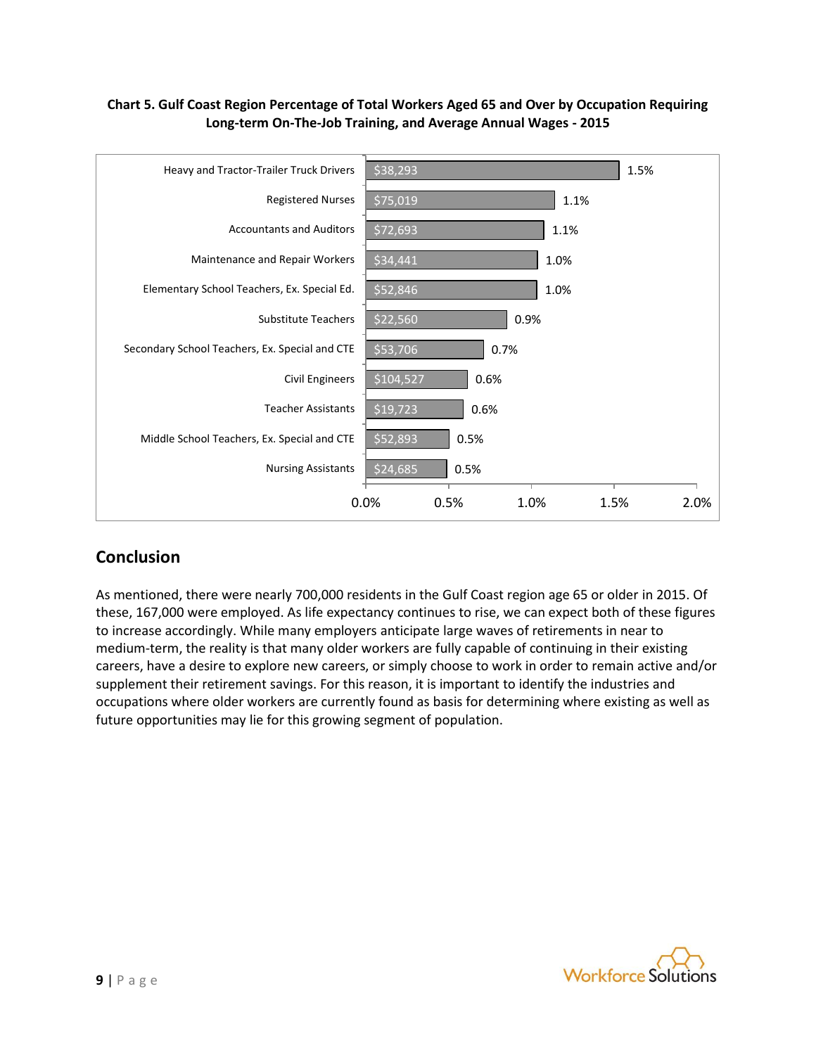**Chart 5. Gulf Coast Region Percentage of Total Workers Aged 65 and Over by Occupation Requiring Long-term On-The-Job Training, and Average Annual Wages - 2015**

Heavy and Tractor-Trailer Truck Drivers $38,293 1.5%
Registered Nurses $75,019 1.1%
Accountants and Auditors $72,693 1.1%
Maintenance and Repair Workers $34,441 1.0%
Elementary School Teachers, Ex. Special Ed. $52,846 1.0%
Substitute Teachers $22,560 0.9%
Secondary School Teachers, Ex. Special and CTE $53,706 0.7%
Civil Engineers $104,527 0.6%
Teacher Assistants $19,723 0.6%
Middle School Teachers, Ex. Special and CTE $52,893 0.5%
Nursing Assistants $24,685 0.5%

0.0% 0.5% 1.0% 1.5% 2.0%

## Conclusion

As mentioned, there were nearly 700,000 residents in the Gulf Coast region age 65 or older in 2015. Of these, 167,000 were employed. As life expectancy continues to rise, we can expect both of these figures to increase accordingly. While many employers anticipate large waves of retirements in near to medium-term, the reality is that many older workers are fully capable of continuing in their existing careers, have a desire to explore new careers, or simply choose to work in order to remain active and/or supplement their retirement savings. For this reason, it is important to identify the industries and occupations where older workers are currently found as basis for determining where existing as well as future opportunities may lie for this growing segment of population.